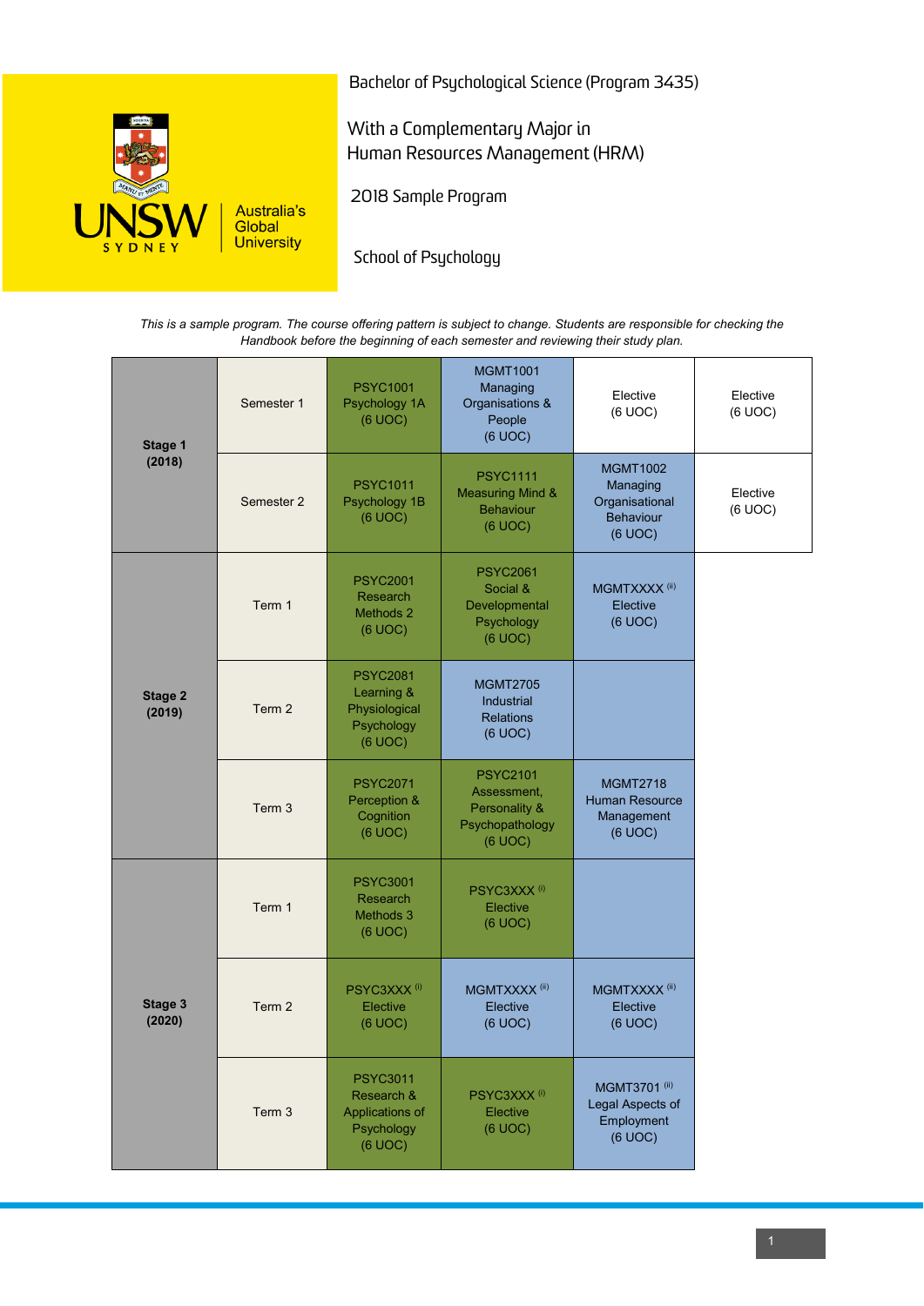Bachelor of Psychological Science (Program 3435)

With a Complementary Major in Human Resources Management (HRM)

2018 Sample Program

School of Psychology

*This is a sample program. The course offering pattern is subject to change. Students are responsible for checking the Handbook before the beginning of each semester and reviewing their study plan.*

| Stage | Period | | | | |
|---|---|---|---|---|---|
| **Stage 1 (2018)** | Semester 1 | PSYC1001 Psychology 1A (6 UOC) | MGMT1001 Managing Organisations & People (6 UOC) | Elective (6 UOC) | Elective (6 UOC) |
| | Semester 2 | PSYC1011 Psychology 1B (6 UOC) | PSYC1111 Measuring Mind & Behaviour (6 UOC) | MGMT1002 Managing Organisational Behaviour (6 UOC) | Elective (6 UOC) |
| **Stage 2 (2019)** | Term 1 | PSYC2001 Research Methods 2 (6 UOC) | PSYC2061 Social & Developmental Psychology (6 UOC) | MGMTXXXX (ii) Elective (6 UOC) | |
| | Term 2 | PSYC2081 Learning & Physiological Psychology (6 UOC) | MGMT2705 Industrial Relations (6 UOC) | | |
| | Term 3 | PSYC2071 Perception & Cognition (6 UOC) | PSYC2101 Assessment, Personality & Psychopathology (6 UOC) | MGMT2718 Human Resource Management (6 UOC) | |
| **Stage 3 (2020)** | Term 1 | PSYC3001 Research Methods 3 (6 UOC) | PSYC3XXX (i) Elective (6 UOC) | | |
| | Term 2 | PSYC3XXX (i) Elective (6 UOC) | MGMTXXXX (ii) Elective (6 UOC) | MGMTXXXX (ii) Elective (6 UOC) | |
| | Term 3 | PSYC3011 Research & Applications of Psychology (6 UOC) | PSYC3XXX (i) Elective (6 UOC) | MGMT3701 (ii) Legal Aspects of Employment (6 UOC) | |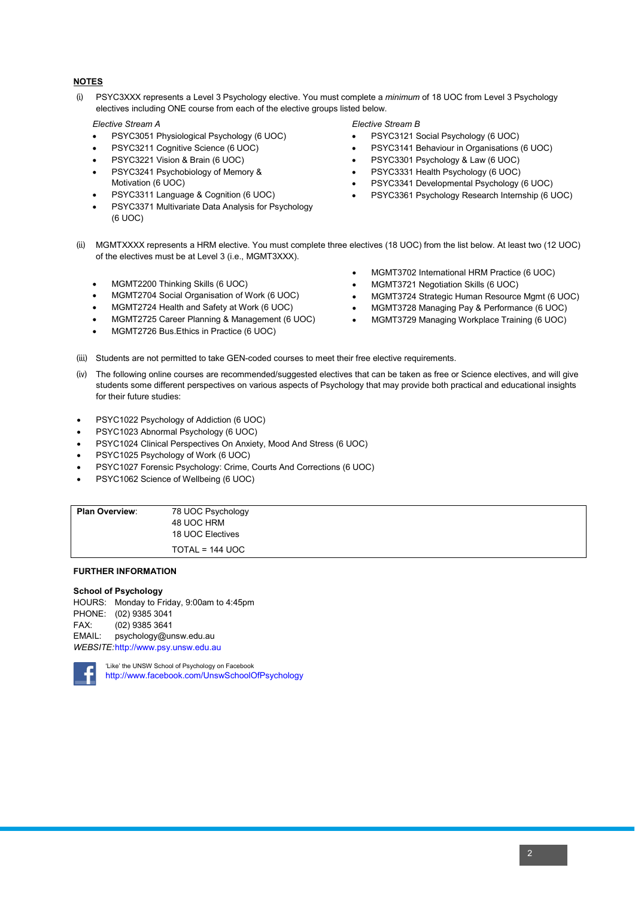**NOTES**

(i) PSYC3XXX represents a Level 3 Psychology elective. You must complete a *minimum* of 18 UOC from Level 3 Psychology electives including ONE course from each of the elective groups listed below.

*Elective Stream A*

- PSYC3051 Physiological Psychology (6 UOC)
- PSYC3211 Cognitive Science (6 UOC)
- PSYC3221 Vision & Brain (6 UOC)
- PSYC3241 Psychobiology of Memory & Motivation (6 UOC)
- PSYC3311 Language & Cognition (6 UOC)
- PSYC3371 Multivariate Data Analysis for Psychology (6 UOC)

*Elective Stream B*

- PSYC3121 Social Psychology (6 UOC)
- PSYC3141 Behaviour in Organisations (6 UOC)
- PSYC3301 Psychology & Law (6 UOC)
- PSYC3331 Health Psychology (6 UOC)
- PSYC3341 Developmental Psychology (6 UOC)
- PSYC3361 Psychology Research Internship (6 UOC)

(ii) MGMTXXXX represents a HRM elective. You must complete three electives (18 UOC) from the list below. At least two (12 UOC) of the electives must be at Level 3 (i.e., MGMT3XXX).

- MGMT2200 Thinking Skills (6 UOC)
- MGMT2704 Social Organisation of Work (6 UOC)
- MGMT2724 Health and Safety at Work (6 UOC)
- MGMT2725 Career Planning & Management (6 UOC)
- MGMT2726 Bus.Ethics in Practice (6 UOC)
- MGMT3702 International HRM Practice (6 UOC)
- MGMT3721 Negotiation Skills (6 UOC)
- MGMT3724 Strategic Human Resource Mgmt (6 UOC)
- MGMT3728 Managing Pay & Performance (6 UOC)
- MGMT3729 Managing Workplace Training (6 UOC)

(iii) Students are not permitted to take GEN-coded courses to meet their free elective requirements.

(iv) The following online courses are recommended/suggested electives that can be taken as free or Science electives, and will give students some different perspectives on various aspects of Psychology that may provide both practical and educational insights for their future studies:

- PSYC1022 Psychology of Addiction (6 UOC)
- PSYC1023 Abnormal Psychology (6 UOC)
- PSYC1024 Clinical Perspectives On Anxiety, Mood And Stress (6 UOC)
- PSYC1025 Psychology of Work (6 UOC)
- PSYC1027 Forensic Psychology: Crime, Courts And Corrections (6 UOC)
- PSYC1062 Science of Wellbeing (6 UOC)

| | |
|---|---|
| **Plan Overview**: | 78 UOC Psychology<br>48 UOC HRM<br>18 UOC Electives<br>TOTAL = 144 UOC |

**FURTHER INFORMATION**

**School of Psychology**
HOURS: Monday to Friday, 9:00am to 4:45pm
PHONE: (02) 9385 3041
FAX: (02) 9385 3641
EMAIL: psychology@unsw.edu.au
*WEBSITE:* http://www.psy.unsw.edu.au

'Like' the UNSW School of Psychology on Facebook
http://www.facebook.com/UnswSchoolOfPsychology